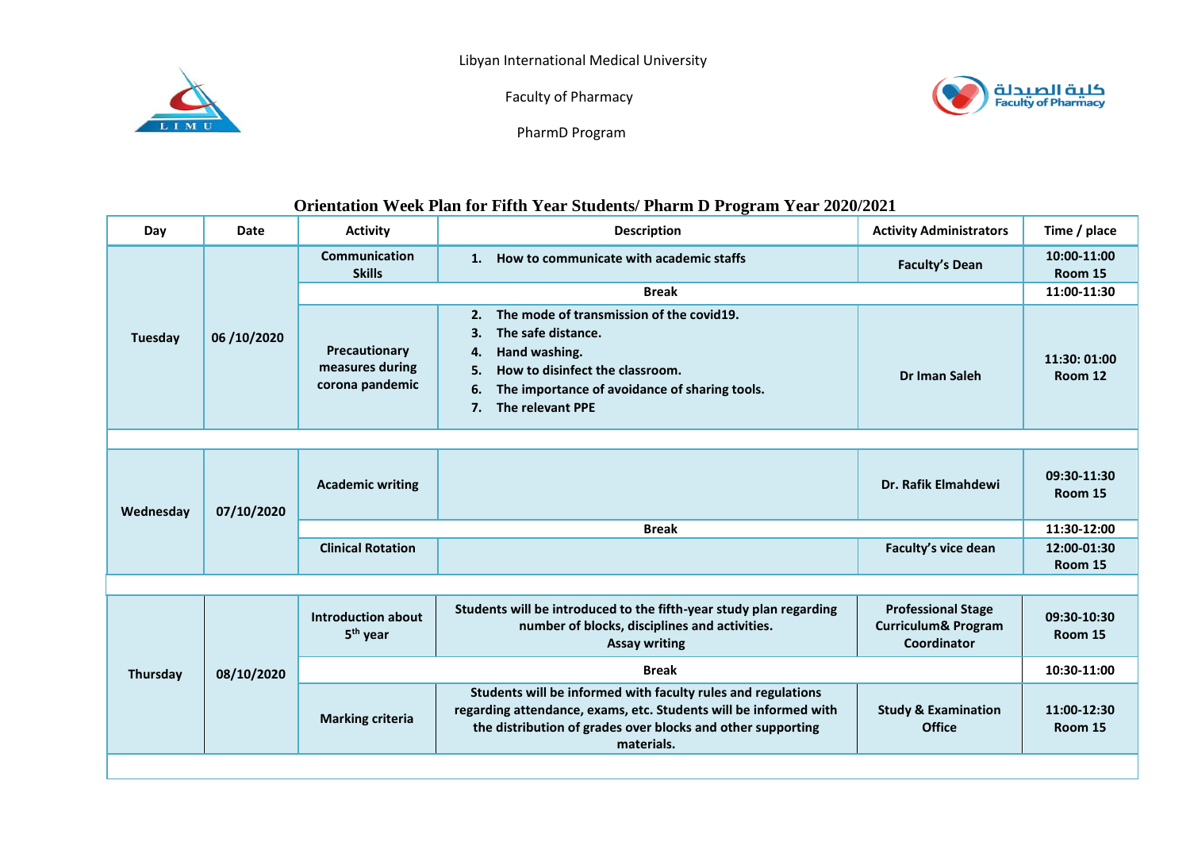Libyan International Medical University

Faculty of Pharmacy

PharmD Program

كلية الصيدلة
Faculty of Pharmacy

## Orientation Week Plan for Fifth Year Students/ Pharm D Program Year 2020/2021

| Day | Date | Activity | Description | Activity Administrators | Time / place |
|---|---|---|---|---|---|
| **Tuesday** | **06 /10/2020** | **Communication Skills** | **1. How to communicate with academic staffs** | **Faculty's Dean** | **10:00-11:00 Room 15** |
| | | **Break** | | | **11:00-11:30** |
| | | **Precautionary measures during corona pandemic** | **2. The mode of transmission of the covid19.** <br> **3. The safe distance.** <br> **4. Hand washing.** <br> **5. How to disinfect the classroom.** <br> **6. The importance of avoidance of sharing tools.** <br> **7. The relevant PPE** | **Dr Iman Saleh** | **11:30: 01:00 Room 12** |
| | | | | | |
| **Wednesday** | **07/10/2020** | **Academic writing** | | **Dr. Rafik Elmahdewi** | **09:30-11:30 Room 15** |
| | | **Break** | | | **11:30-12:00** |
| | | **Clinical Rotation** | | **Faculty's vice dean** | **12:00-01:30 Room 15** |
| | | | | | |
| **Thursday** | **08/10/2020** | **Introduction about 5th year** | **Students will be introduced to the fifth-year study plan regarding number of blocks, disciplines and activities.** <br> **Assay writing** | **Professional Stage Curriculum& Program Coordinator** | **09:30-10:30 Room 15** |
| | | **Break** | | | **10:30-11:00** |
| | | **Marking criteria** | **Students will be informed with faculty rules and regulations regarding attendance, exams, etc. Students will be informed with the distribution of grades over blocks and other supporting materials.** | **Study & Examination Office** | **11:00-12:30 Room 15** |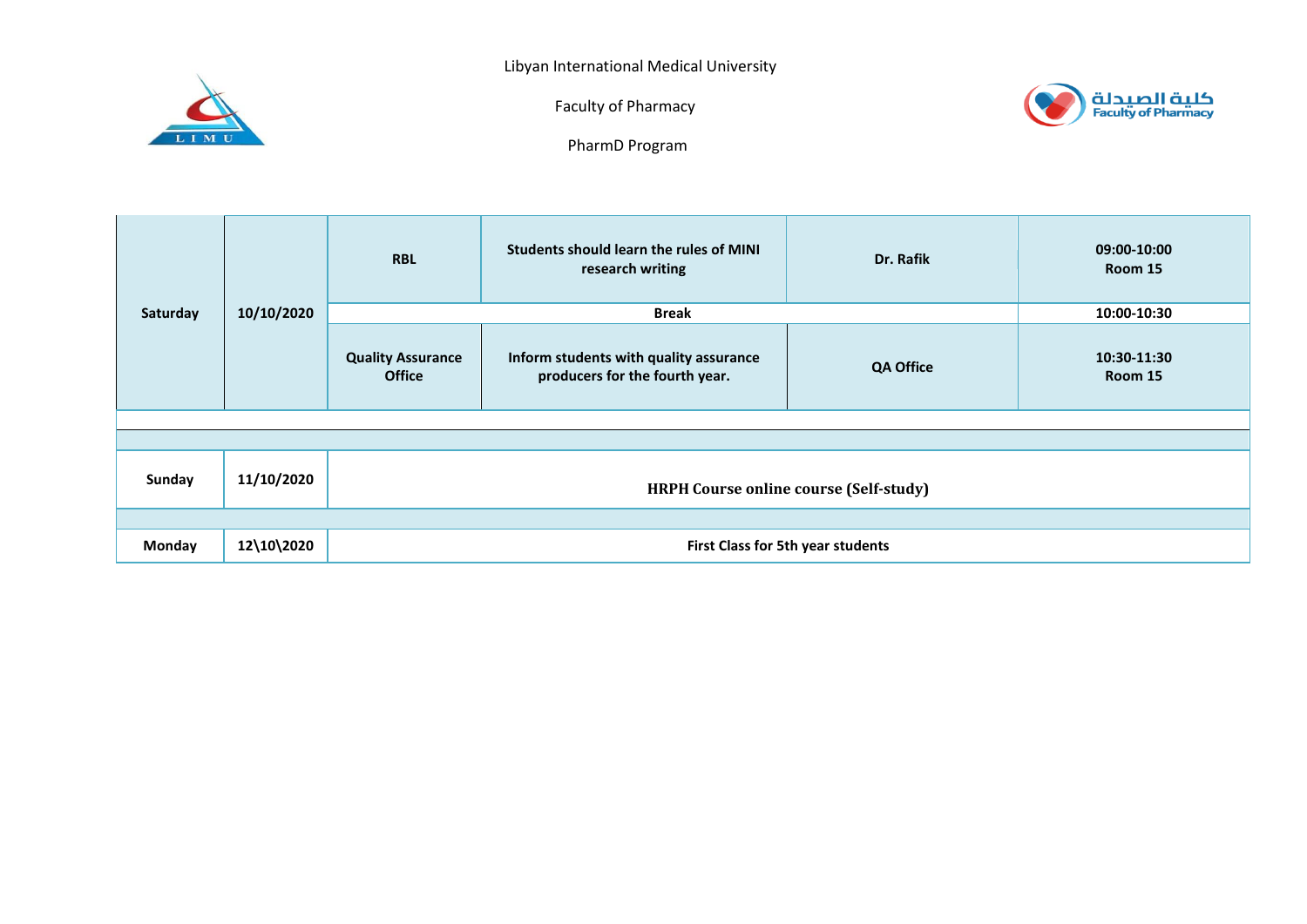Libyan International Medical University

Faculty of Pharmacy

PharmD Program

| | | | | | |
|---|---|---|---|---|---|
| **Saturday** | **10/10/2020** | **RBL** | **Students should learn the rules of MINI research writing** | **Dr. Rafik** | **09:00-10:00 Room 15** |
| | | **Break** | | | **10:00-10:30** |
| | | **Quality Assurance Office** | **Inform students with quality assurance producers for the fourth year.** | **QA Office** | **10:30-11:30 Room 15** |
| | | | | | |
| | | | | | |
| **Sunday** | **11/10/2020** | **HRPH Course online course (Self-study)** | | | |
| | | | | | |
| **Monday** | **12\10\2020** | **First Class for 5th year students** | | | |